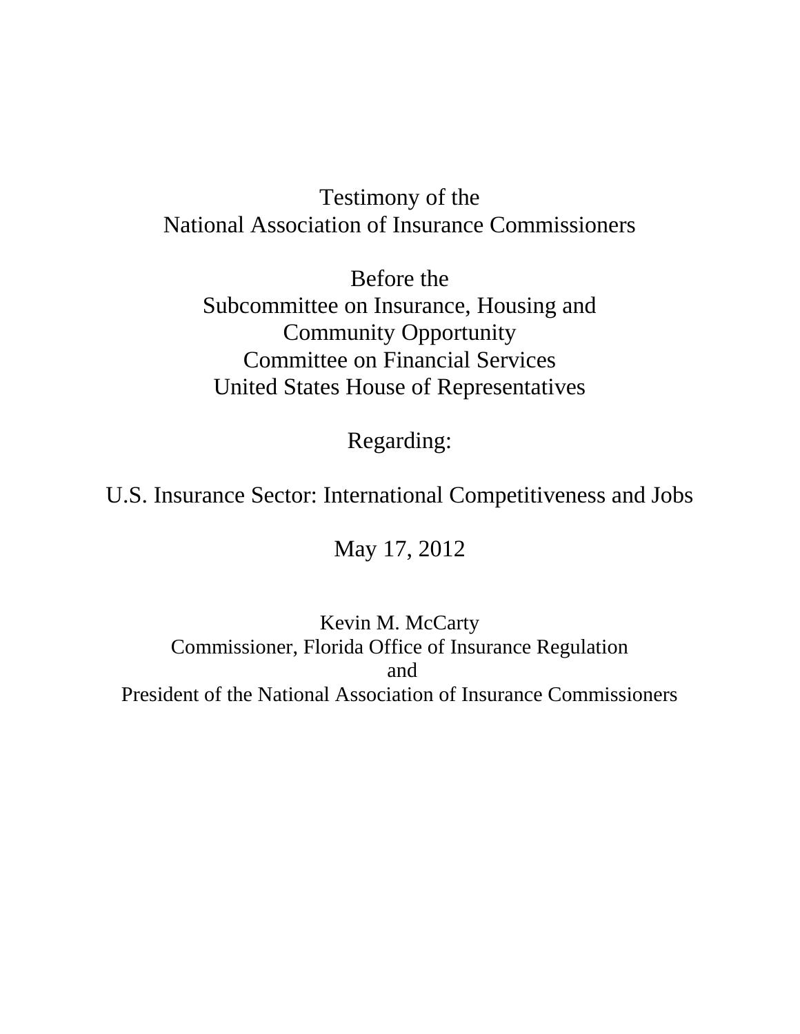Testimony of the
National Association of Insurance Commissioners

Before the
Subcommittee on Insurance, Housing and
Community Opportunity
Committee on Financial Services
United States House of Representatives

Regarding:

U.S. Insurance Sector: International Competitiveness and Jobs

May 17, 2012

Kevin M. McCarty
Commissioner, Florida Office of Insurance Regulation
and
President of the National Association of Insurance Commissioners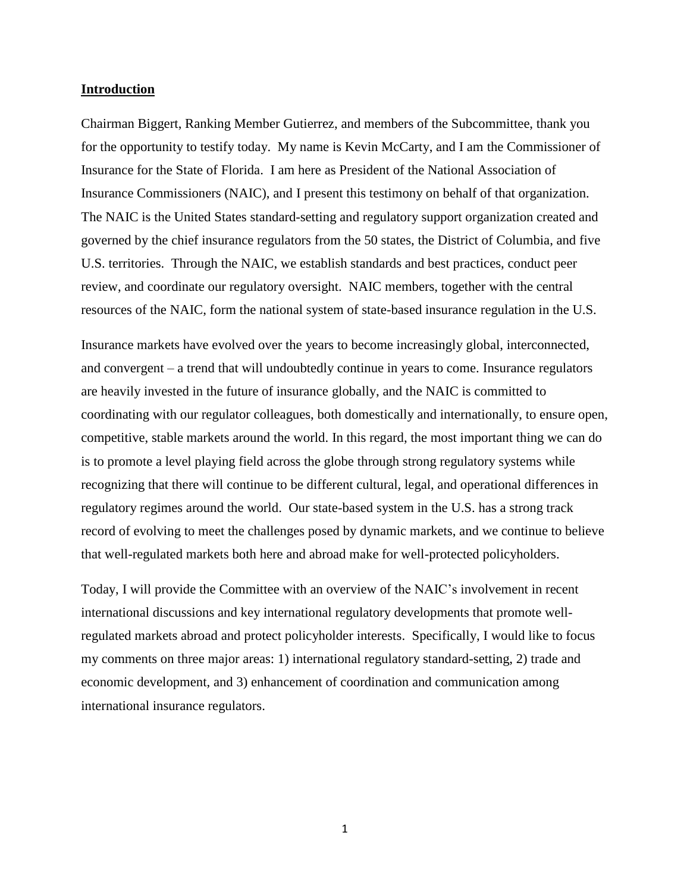## Introduction

Chairman Biggert, Ranking Member Gutierrez, and members of the Subcommittee, thank you for the opportunity to testify today. My name is Kevin McCarty, and I am the Commissioner of Insurance for the State of Florida. I am here as President of the National Association of Insurance Commissioners (NAIC), and I present this testimony on behalf of that organization. The NAIC is the United States standard-setting and regulatory support organization created and governed by the chief insurance regulators from the 50 states, the District of Columbia, and five U.S. territories. Through the NAIC, we establish standards and best practices, conduct peer review, and coordinate our regulatory oversight. NAIC members, together with the central resources of the NAIC, form the national system of state-based insurance regulation in the U.S.

Insurance markets have evolved over the years to become increasingly global, interconnected, and convergent – a trend that will undoubtedly continue in years to come. Insurance regulators are heavily invested in the future of insurance globally, and the NAIC is committed to coordinating with our regulator colleagues, both domestically and internationally, to ensure open, competitive, stable markets around the world. In this regard, the most important thing we can do is to promote a level playing field across the globe through strong regulatory systems while recognizing that there will continue to be different cultural, legal, and operational differences in regulatory regimes around the world. Our state-based system in the U.S. has a strong track record of evolving to meet the challenges posed by dynamic markets, and we continue to believe that well-regulated markets both here and abroad make for well-protected policyholders.

Today, I will provide the Committee with an overview of the NAIC's involvement in recent international discussions and key international regulatory developments that promote well-regulated markets abroad and protect policyholder interests. Specifically, I would like to focus my comments on three major areas: 1) international regulatory standard-setting, 2) trade and economic development, and 3) enhancement of coordination and communication among international insurance regulators.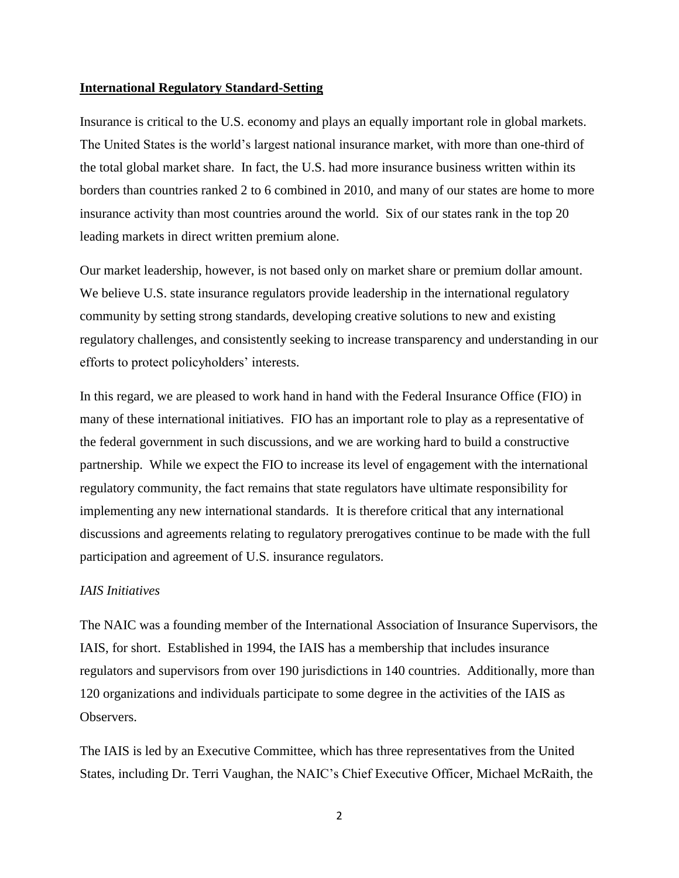## International Regulatory Standard-Setting

Insurance is critical to the U.S. economy and plays an equally important role in global markets. The United States is the world's largest national insurance market, with more than one-third of the total global market share. In fact, the U.S. had more insurance business written within its borders than countries ranked 2 to 6 combined in 2010, and many of our states are home to more insurance activity than most countries around the world. Six of our states rank in the top 20 leading markets in direct written premium alone.

Our market leadership, however, is not based only on market share or premium dollar amount. We believe U.S. state insurance regulators provide leadership in the international regulatory community by setting strong standards, developing creative solutions to new and existing regulatory challenges, and consistently seeking to increase transparency and understanding in our efforts to protect policyholders' interests.

In this regard, we are pleased to work hand in hand with the Federal Insurance Office (FIO) in many of these international initiatives. FIO has an important role to play as a representative of the federal government in such discussions, and we are working hard to build a constructive partnership. While we expect the FIO to increase its level of engagement with the international regulatory community, the fact remains that state regulators have ultimate responsibility for implementing any new international standards. It is therefore critical that any international discussions and agreements relating to regulatory prerogatives continue to be made with the full participation and agreement of U.S. insurance regulators.

### *IAIS Initiatives*

The NAIC was a founding member of the International Association of Insurance Supervisors, the IAIS, for short. Established in 1994, the IAIS has a membership that includes insurance regulators and supervisors from over 190 jurisdictions in 140 countries. Additionally, more than 120 organizations and individuals participate to some degree in the activities of the IAIS as Observers.

The IAIS is led by an Executive Committee, which has three representatives from the United States, including Dr. Terri Vaughan, the NAIC's Chief Executive Officer, Michael McRaith, the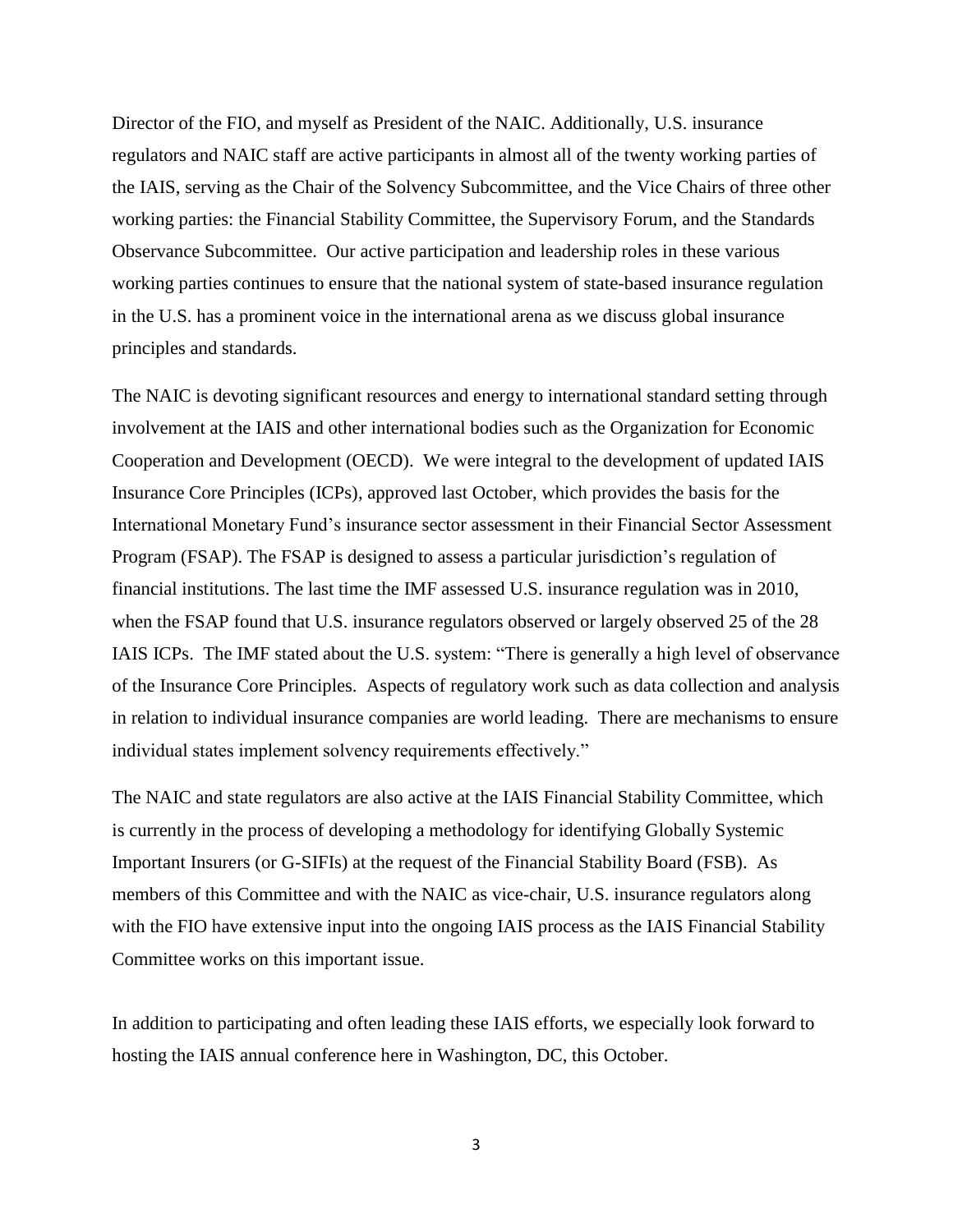Director of the FIO, and myself as President of the NAIC. Additionally, U.S. insurance regulators and NAIC staff are active participants in almost all of the twenty working parties of the IAIS, serving as the Chair of the Solvency Subcommittee, and the Vice Chairs of three other working parties: the Financial Stability Committee, the Supervisory Forum, and the Standards Observance Subcommittee. Our active participation and leadership roles in these various working parties continues to ensure that the national system of state-based insurance regulation in the U.S. has a prominent voice in the international arena as we discuss global insurance principles and standards.

The NAIC is devoting significant resources and energy to international standard setting through involvement at the IAIS and other international bodies such as the Organization for Economic Cooperation and Development (OECD). We were integral to the development of updated IAIS Insurance Core Principles (ICPs), approved last October, which provides the basis for the International Monetary Fund's insurance sector assessment in their Financial Sector Assessment Program (FSAP). The FSAP is designed to assess a particular jurisdiction's regulation of financial institutions. The last time the IMF assessed U.S. insurance regulation was in 2010, when the FSAP found that U.S. insurance regulators observed or largely observed 25 of the 28 IAIS ICPs. The IMF stated about the U.S. system: "There is generally a high level of observance of the Insurance Core Principles. Aspects of regulatory work such as data collection and analysis in relation to individual insurance companies are world leading. There are mechanisms to ensure individual states implement solvency requirements effectively."

The NAIC and state regulators are also active at the IAIS Financial Stability Committee, which is currently in the process of developing a methodology for identifying Globally Systemic Important Insurers (or G-SIFIs) at the request of the Financial Stability Board (FSB). As members of this Committee and with the NAIC as vice-chair, U.S. insurance regulators along with the FIO have extensive input into the ongoing IAIS process as the IAIS Financial Stability Committee works on this important issue.

In addition to participating and often leading these IAIS efforts, we especially look forward to hosting the IAIS annual conference here in Washington, DC, this October.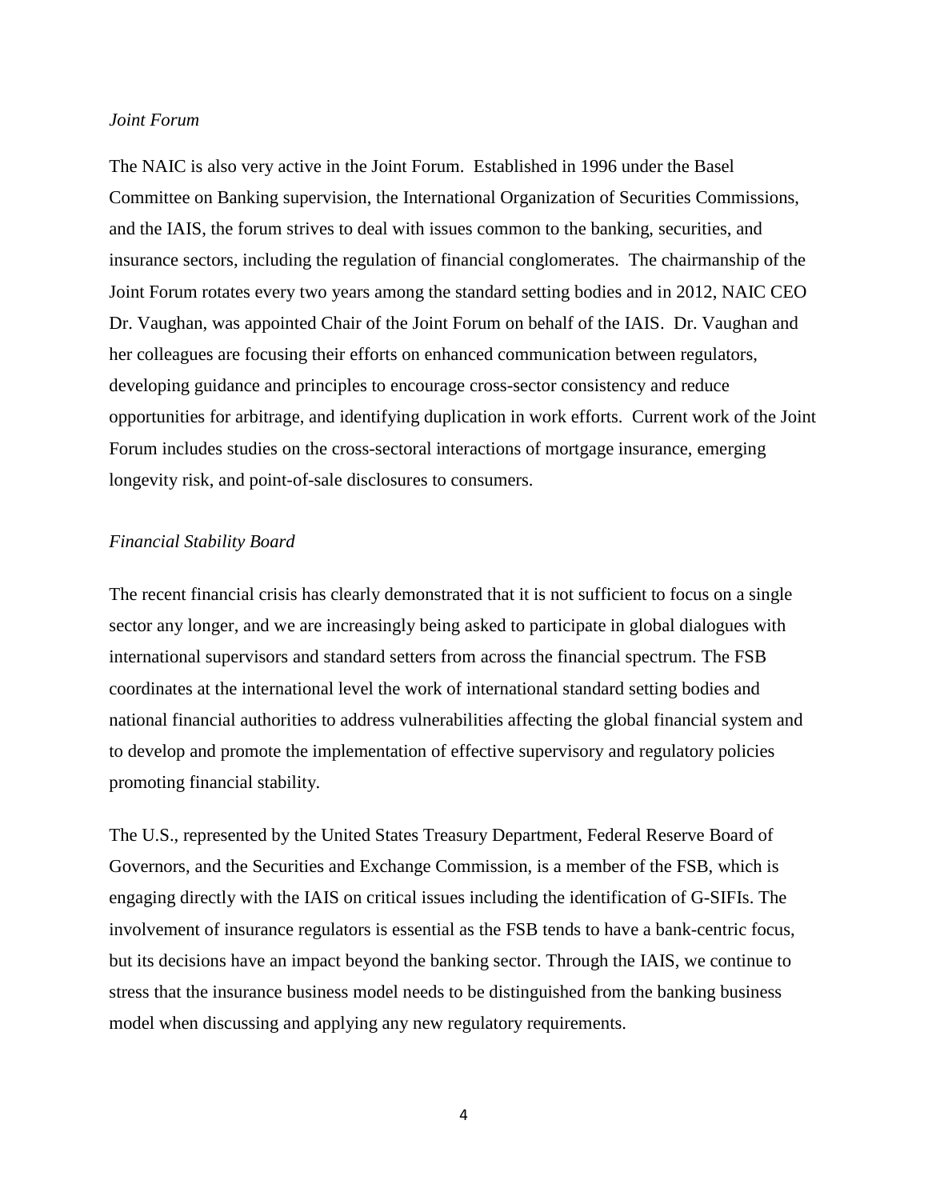*Joint Forum*

The NAIC is also very active in the Joint Forum. Established in 1996 under the Basel Committee on Banking supervision, the International Organization of Securities Commissions, and the IAIS, the forum strives to deal with issues common to the banking, securities, and insurance sectors, including the regulation of financial conglomerates. The chairmanship of the Joint Forum rotates every two years among the standard setting bodies and in 2012, NAIC CEO Dr. Vaughan, was appointed Chair of the Joint Forum on behalf of the IAIS. Dr. Vaughan and her colleagues are focusing their efforts on enhanced communication between regulators, developing guidance and principles to encourage cross-sector consistency and reduce opportunities for arbitrage, and identifying duplication in work efforts. Current work of the Joint Forum includes studies on the cross-sectoral interactions of mortgage insurance, emerging longevity risk, and point-of-sale disclosures to consumers.

*Financial Stability Board*

The recent financial crisis has clearly demonstrated that it is not sufficient to focus on a single sector any longer, and we are increasingly being asked to participate in global dialogues with international supervisors and standard setters from across the financial spectrum. The FSB coordinates at the international level the work of international standard setting bodies and national financial authorities to address vulnerabilities affecting the global financial system and to develop and promote the implementation of effective supervisory and regulatory policies promoting financial stability.

The U.S., represented by the United States Treasury Department, Federal Reserve Board of Governors, and the Securities and Exchange Commission, is a member of the FSB, which is engaging directly with the IAIS on critical issues including the identification of G-SIFIs. The involvement of insurance regulators is essential as the FSB tends to have a bank-centric focus, but its decisions have an impact beyond the banking sector. Through the IAIS, we continue to stress that the insurance business model needs to be distinguished from the banking business model when discussing and applying any new regulatory requirements.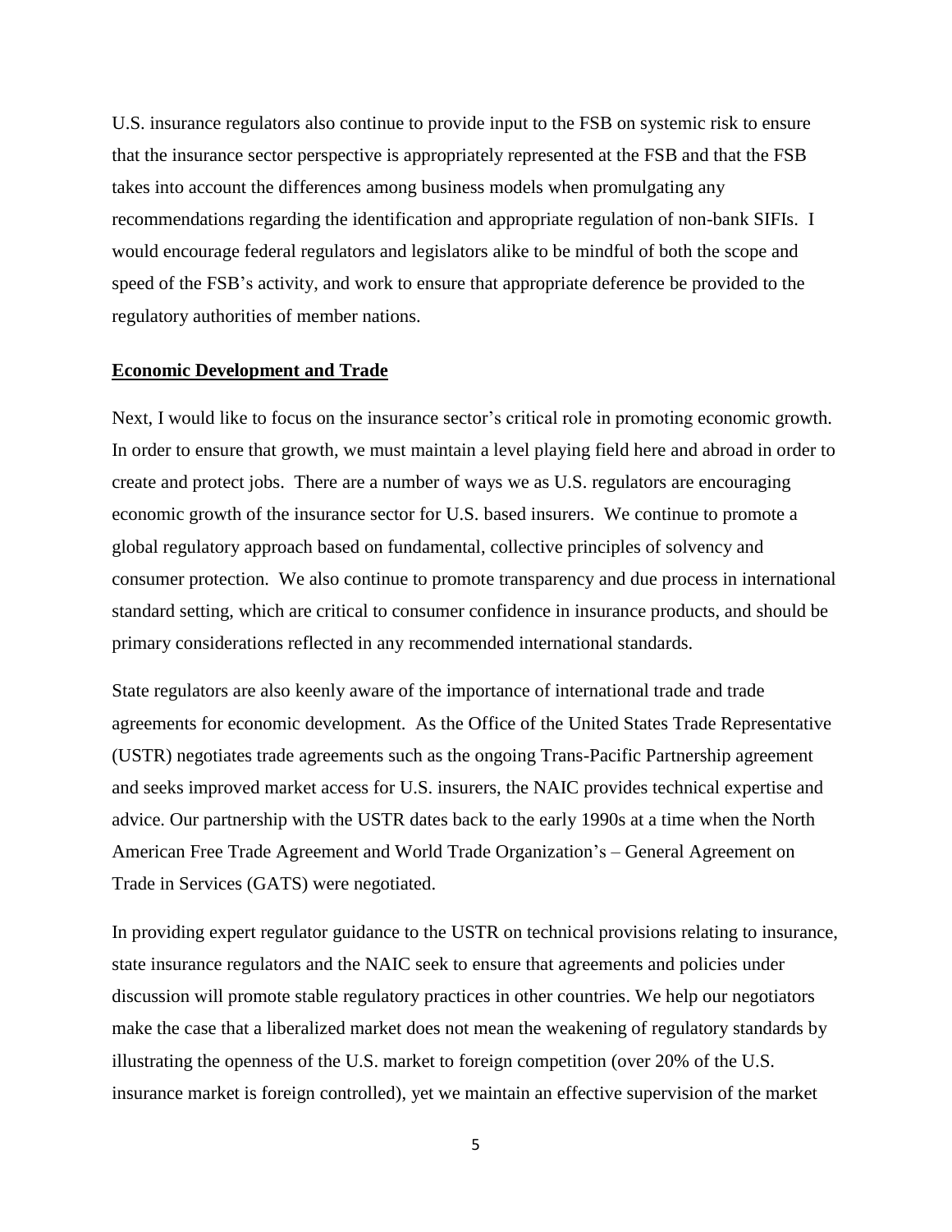U.S. insurance regulators also continue to provide input to the FSB on systemic risk to ensure that the insurance sector perspective is appropriately represented at the FSB and that the FSB takes into account the differences among business models when promulgating any recommendations regarding the identification and appropriate regulation of non-bank SIFIs. I would encourage federal regulators and legislators alike to be mindful of both the scope and speed of the FSB's activity, and work to ensure that appropriate deference be provided to the regulatory authorities of member nations.

## Economic Development and Trade

Next, I would like to focus on the insurance sector's critical role in promoting economic growth. In order to ensure that growth, we must maintain a level playing field here and abroad in order to create and protect jobs. There are a number of ways we as U.S. regulators are encouraging economic growth of the insurance sector for U.S. based insurers. We continue to promote a global regulatory approach based on fundamental, collective principles of solvency and consumer protection. We also continue to promote transparency and due process in international standard setting, which are critical to consumer confidence in insurance products, and should be primary considerations reflected in any recommended international standards.

State regulators are also keenly aware of the importance of international trade and trade agreements for economic development. As the Office of the United States Trade Representative (USTR) negotiates trade agreements such as the ongoing Trans-Pacific Partnership agreement and seeks improved market access for U.S. insurers, the NAIC provides technical expertise and advice. Our partnership with the USTR dates back to the early 1990s at a time when the North American Free Trade Agreement and World Trade Organization's – General Agreement on Trade in Services (GATS) were negotiated.

In providing expert regulator guidance to the USTR on technical provisions relating to insurance, state insurance regulators and the NAIC seek to ensure that agreements and policies under discussion will promote stable regulatory practices in other countries. We help our negotiators make the case that a liberalized market does not mean the weakening of regulatory standards by illustrating the openness of the U.S. market to foreign competition (over 20% of the U.S. insurance market is foreign controlled), yet we maintain an effective supervision of the market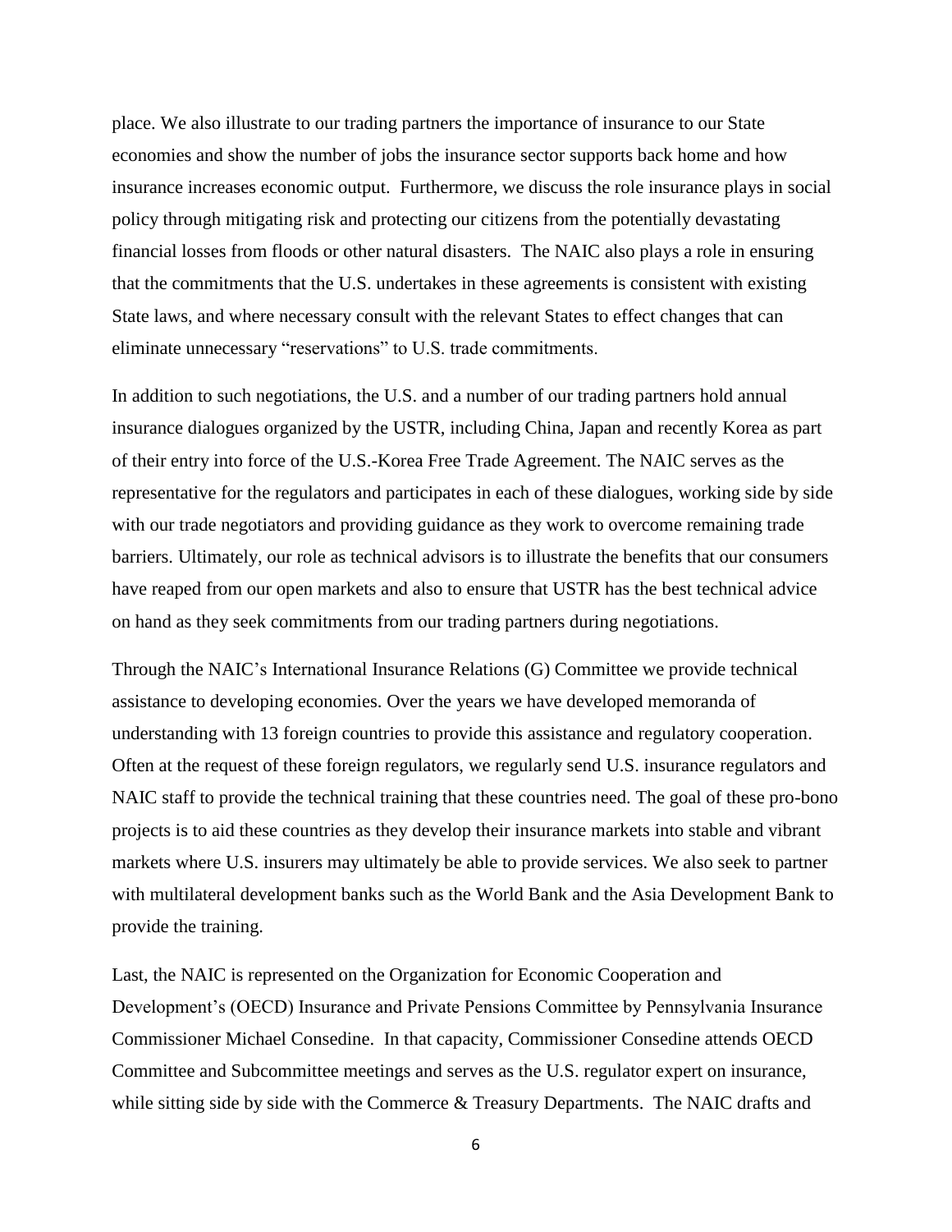place. We also illustrate to our trading partners the importance of insurance to our State economies and show the number of jobs the insurance sector supports back home and how insurance increases economic output. Furthermore, we discuss the role insurance plays in social policy through mitigating risk and protecting our citizens from the potentially devastating financial losses from floods or other natural disasters. The NAIC also plays a role in ensuring that the commitments that the U.S. undertakes in these agreements is consistent with existing State laws, and where necessary consult with the relevant States to effect changes that can eliminate unnecessary "reservations" to U.S. trade commitments.

In addition to such negotiations, the U.S. and a number of our trading partners hold annual insurance dialogues organized by the USTR, including China, Japan and recently Korea as part of their entry into force of the U.S.-Korea Free Trade Agreement. The NAIC serves as the representative for the regulators and participates in each of these dialogues, working side by side with our trade negotiators and providing guidance as they work to overcome remaining trade barriers. Ultimately, our role as technical advisors is to illustrate the benefits that our consumers have reaped from our open markets and also to ensure that USTR has the best technical advice on hand as they seek commitments from our trading partners during negotiations.

Through the NAIC's International Insurance Relations (G) Committee we provide technical assistance to developing economies. Over the years we have developed memoranda of understanding with 13 foreign countries to provide this assistance and regulatory cooperation. Often at the request of these foreign regulators, we regularly send U.S. insurance regulators and NAIC staff to provide the technical training that these countries need. The goal of these pro-bono projects is to aid these countries as they develop their insurance markets into stable and vibrant markets where U.S. insurers may ultimately be able to provide services. We also seek to partner with multilateral development banks such as the World Bank and the Asia Development Bank to provide the training.

Last, the NAIC is represented on the Organization for Economic Cooperation and Development's (OECD) Insurance and Private Pensions Committee by Pennsylvania Insurance Commissioner Michael Consedine. In that capacity, Commissioner Consedine attends OECD Committee and Subcommittee meetings and serves as the U.S. regulator expert on insurance, while sitting side by side with the Commerce & Treasury Departments. The NAIC drafts and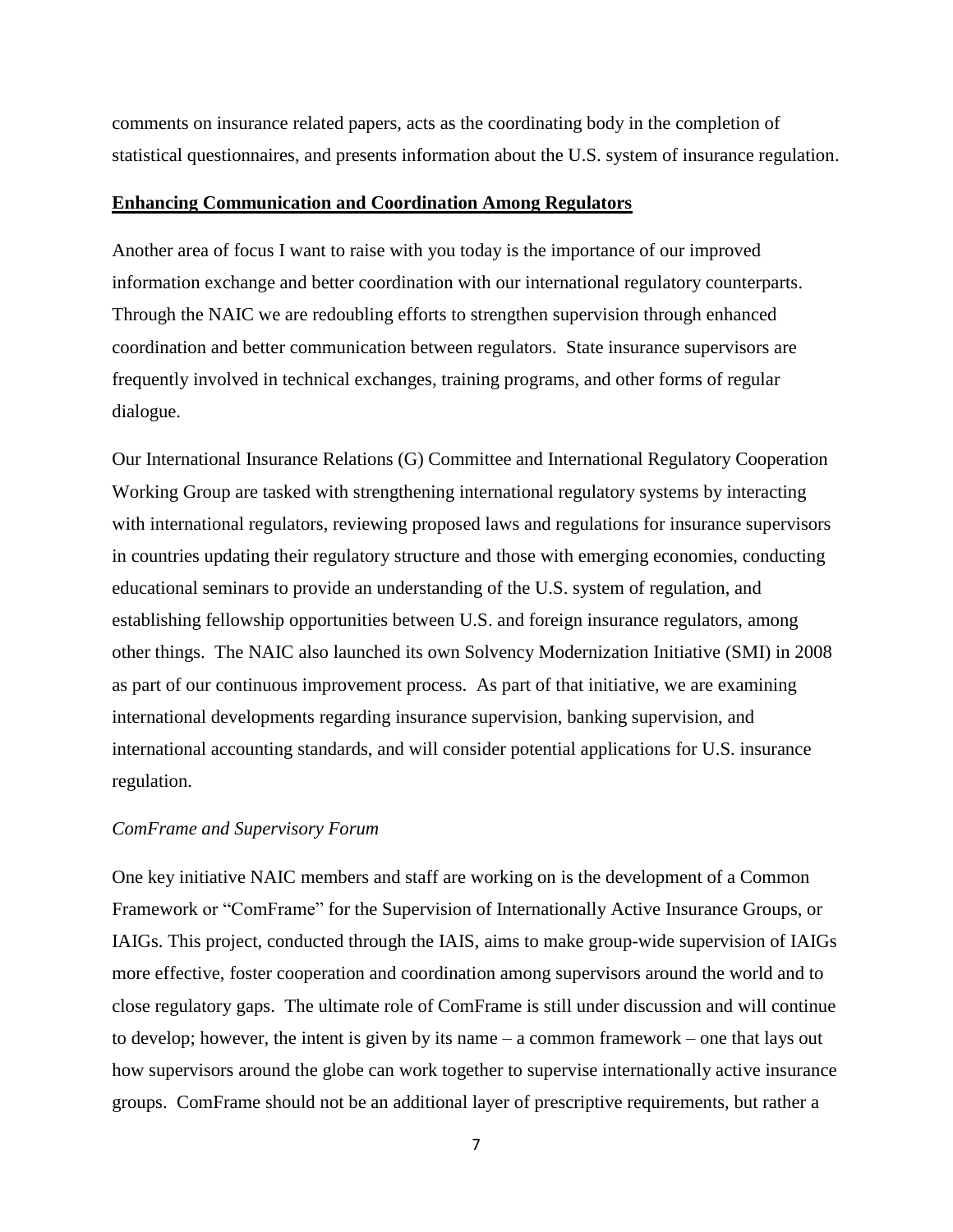comments on insurance related papers, acts as the coordinating body in the completion of statistical questionnaires, and presents information about the U.S. system of insurance regulation.

## Enhancing Communication and Coordination Among Regulators

Another area of focus I want to raise with you today is the importance of our improved information exchange and better coordination with our international regulatory counterparts. Through the NAIC we are redoubling efforts to strengthen supervision through enhanced coordination and better communication between regulators. State insurance supervisors are frequently involved in technical exchanges, training programs, and other forms of regular dialogue.

Our International Insurance Relations (G) Committee and International Regulatory Cooperation Working Group are tasked with strengthening international regulatory systems by interacting with international regulators, reviewing proposed laws and regulations for insurance supervisors in countries updating their regulatory structure and those with emerging economies, conducting educational seminars to provide an understanding of the U.S. system of regulation, and establishing fellowship opportunities between U.S. and foreign insurance regulators, among other things. The NAIC also launched its own Solvency Modernization Initiative (SMI) in 2008 as part of our continuous improvement process. As part of that initiative, we are examining international developments regarding insurance supervision, banking supervision, and international accounting standards, and will consider potential applications for U.S. insurance regulation.

### *ComFrame and Supervisory Forum*

One key initiative NAIC members and staff are working on is the development of a Common Framework or "ComFrame" for the Supervision of Internationally Active Insurance Groups, or IAIGs. This project, conducted through the IAIS, aims to make group-wide supervision of IAIGs more effective, foster cooperation and coordination among supervisors around the world and to close regulatory gaps. The ultimate role of ComFrame is still under discussion and will continue to develop; however, the intent is given by its name – a common framework – one that lays out how supervisors around the globe can work together to supervise internationally active insurance groups. ComFrame should not be an additional layer of prescriptive requirements, but rather a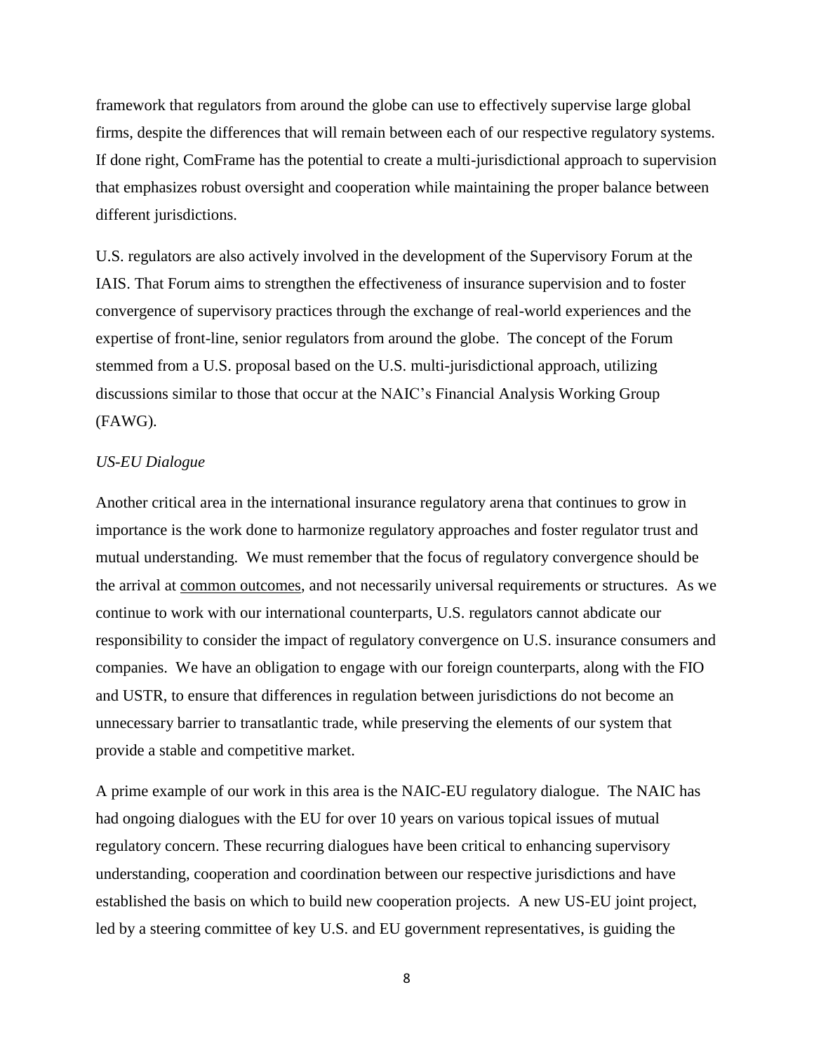framework that regulators from around the globe can use to effectively supervise large global firms, despite the differences that will remain between each of our respective regulatory systems. If done right, ComFrame has the potential to create a multi-jurisdictional approach to supervision that emphasizes robust oversight and cooperation while maintaining the proper balance between different jurisdictions.

U.S. regulators are also actively involved in the development of the Supervisory Forum at the IAIS. That Forum aims to strengthen the effectiveness of insurance supervision and to foster convergence of supervisory practices through the exchange of real-world experiences and the expertise of front-line, senior regulators from around the globe. The concept of the Forum stemmed from a U.S. proposal based on the U.S. multi-jurisdictional approach, utilizing discussions similar to those that occur at the NAIC's Financial Analysis Working Group (FAWG).

*US-EU Dialogue*

Another critical area in the international insurance regulatory arena that continues to grow in importance is the work done to harmonize regulatory approaches and foster regulator trust and mutual understanding. We must remember that the focus of regulatory convergence should be the arrival at <u>common outcomes</u>, and not necessarily universal requirements or structures. As we continue to work with our international counterparts, U.S. regulators cannot abdicate our responsibility to consider the impact of regulatory convergence on U.S. insurance consumers and companies. We have an obligation to engage with our foreign counterparts, along with the FIO and USTR, to ensure that differences in regulation between jurisdictions do not become an unnecessary barrier to transatlantic trade, while preserving the elements of our system that provide a stable and competitive market.

A prime example of our work in this area is the NAIC-EU regulatory dialogue. The NAIC has had ongoing dialogues with the EU for over 10 years on various topical issues of mutual regulatory concern. These recurring dialogues have been critical to enhancing supervisory understanding, cooperation and coordination between our respective jurisdictions and have established the basis on which to build new cooperation projects. A new US-EU joint project, led by a steering committee of key U.S. and EU government representatives, is guiding the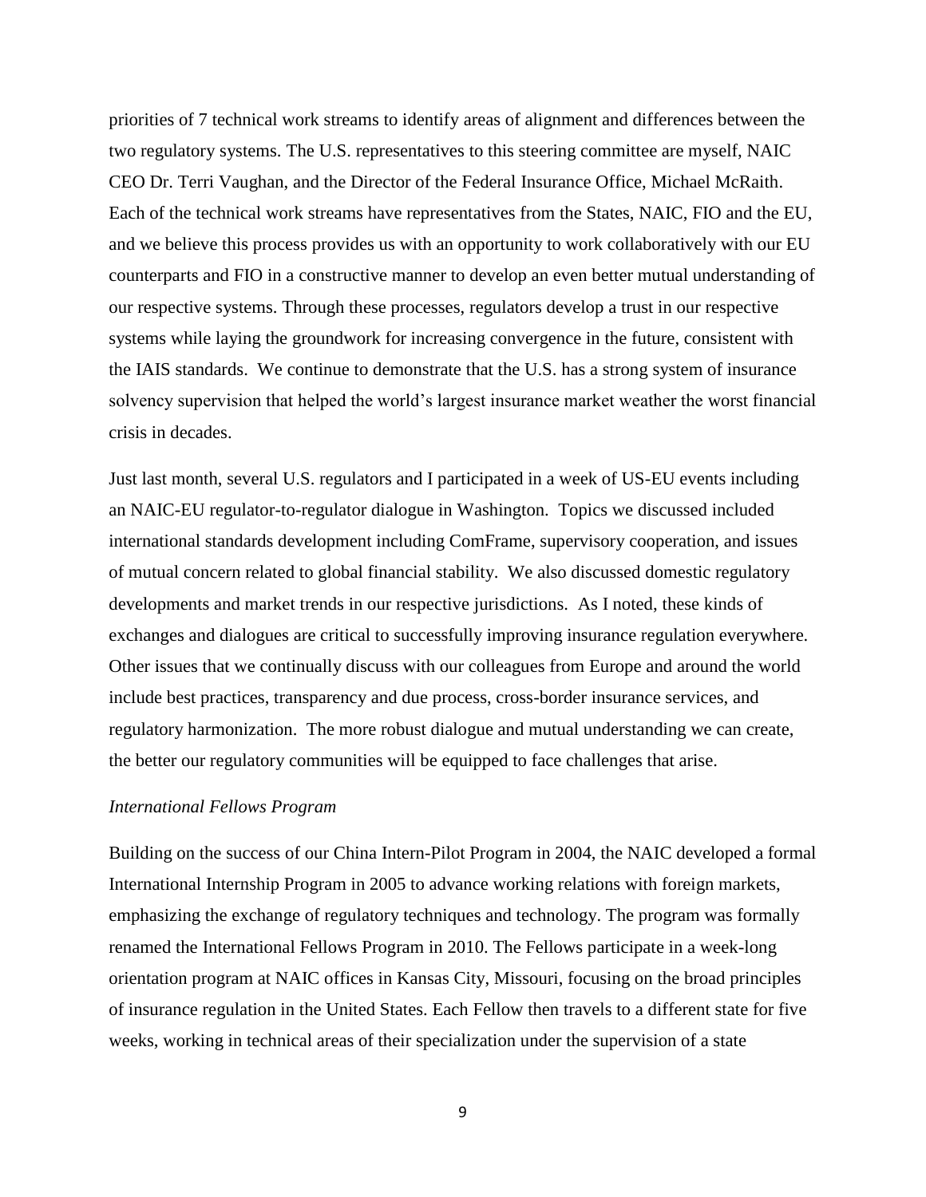priorities of 7 technical work streams to identify areas of alignment and differences between the two regulatory systems. The U.S. representatives to this steering committee are myself, NAIC CEO Dr. Terri Vaughan, and the Director of the Federal Insurance Office, Michael McRaith. Each of the technical work streams have representatives from the States, NAIC, FIO and the EU, and we believe this process provides us with an opportunity to work collaboratively with our EU counterparts and FIO in a constructive manner to develop an even better mutual understanding of our respective systems. Through these processes, regulators develop a trust in our respective systems while laying the groundwork for increasing convergence in the future, consistent with the IAIS standards. We continue to demonstrate that the U.S. has a strong system of insurance solvency supervision that helped the world's largest insurance market weather the worst financial crisis in decades.

Just last month, several U.S. regulators and I participated in a week of US-EU events including an NAIC-EU regulator-to-regulator dialogue in Washington. Topics we discussed included international standards development including ComFrame, supervisory cooperation, and issues of mutual concern related to global financial stability. We also discussed domestic regulatory developments and market trends in our respective jurisdictions. As I noted, these kinds of exchanges and dialogues are critical to successfully improving insurance regulation everywhere. Other issues that we continually discuss with our colleagues from Europe and around the world include best practices, transparency and due process, cross-border insurance services, and regulatory harmonization. The more robust dialogue and mutual understanding we can create, the better our regulatory communities will be equipped to face challenges that arise.

*International Fellows Program*

Building on the success of our China Intern-Pilot Program in 2004, the NAIC developed a formal International Internship Program in 2005 to advance working relations with foreign markets, emphasizing the exchange of regulatory techniques and technology. The program was formally renamed the International Fellows Program in 2010. The Fellows participate in a week-long orientation program at NAIC offices in Kansas City, Missouri, focusing on the broad principles of insurance regulation in the United States. Each Fellow then travels to a different state for five weeks, working in technical areas of their specialization under the supervision of a state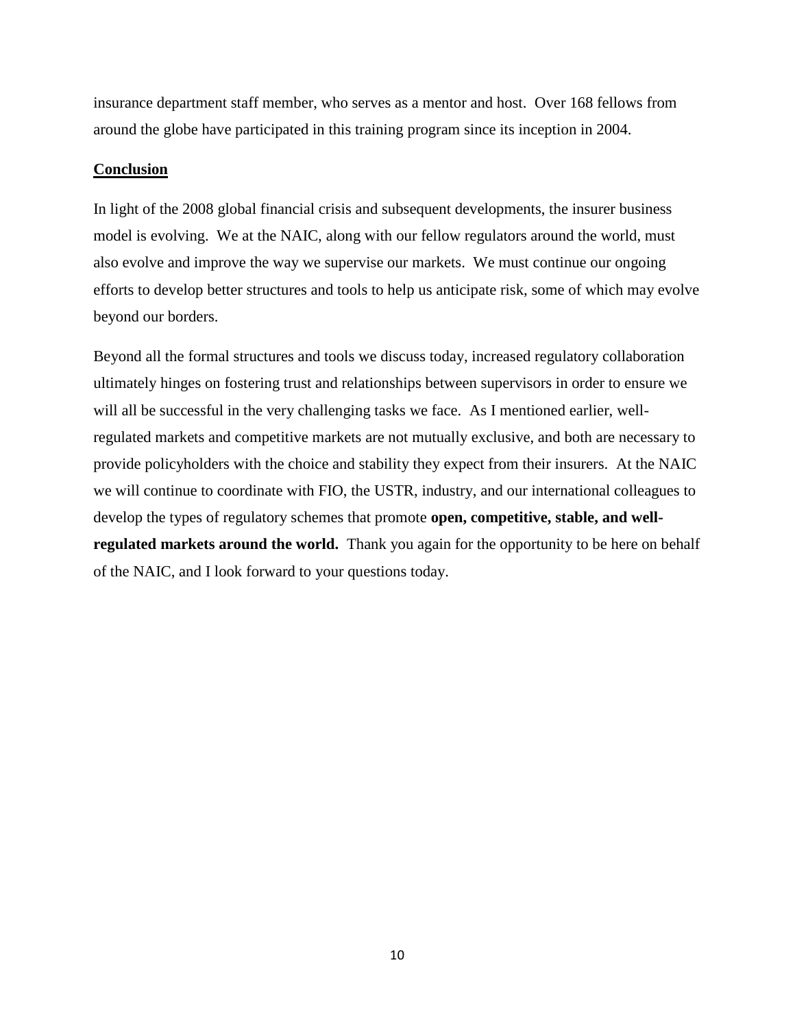insurance department staff member, who serves as a mentor and host. Over 168 fellows from around the globe have participated in this training program since its inception in 2004.

## Conclusion

In light of the 2008 global financial crisis and subsequent developments, the insurer business model is evolving. We at the NAIC, along with our fellow regulators around the world, must also evolve and improve the way we supervise our markets. We must continue our ongoing efforts to develop better structures and tools to help us anticipate risk, some of which may evolve beyond our borders.

Beyond all the formal structures and tools we discuss today, increased regulatory collaboration ultimately hinges on fostering trust and relationships between supervisors in order to ensure we will all be successful in the very challenging tasks we face. As I mentioned earlier, well-regulated markets and competitive markets are not mutually exclusive, and both are necessary to provide policyholders with the choice and stability they expect from their insurers. At the NAIC we will continue to coordinate with FIO, the USTR, industry, and our international colleagues to develop the types of regulatory schemes that promote **open, competitive, stable, and well-regulated markets around the world.** Thank you again for the opportunity to be here on behalf of the NAIC, and I look forward to your questions today.